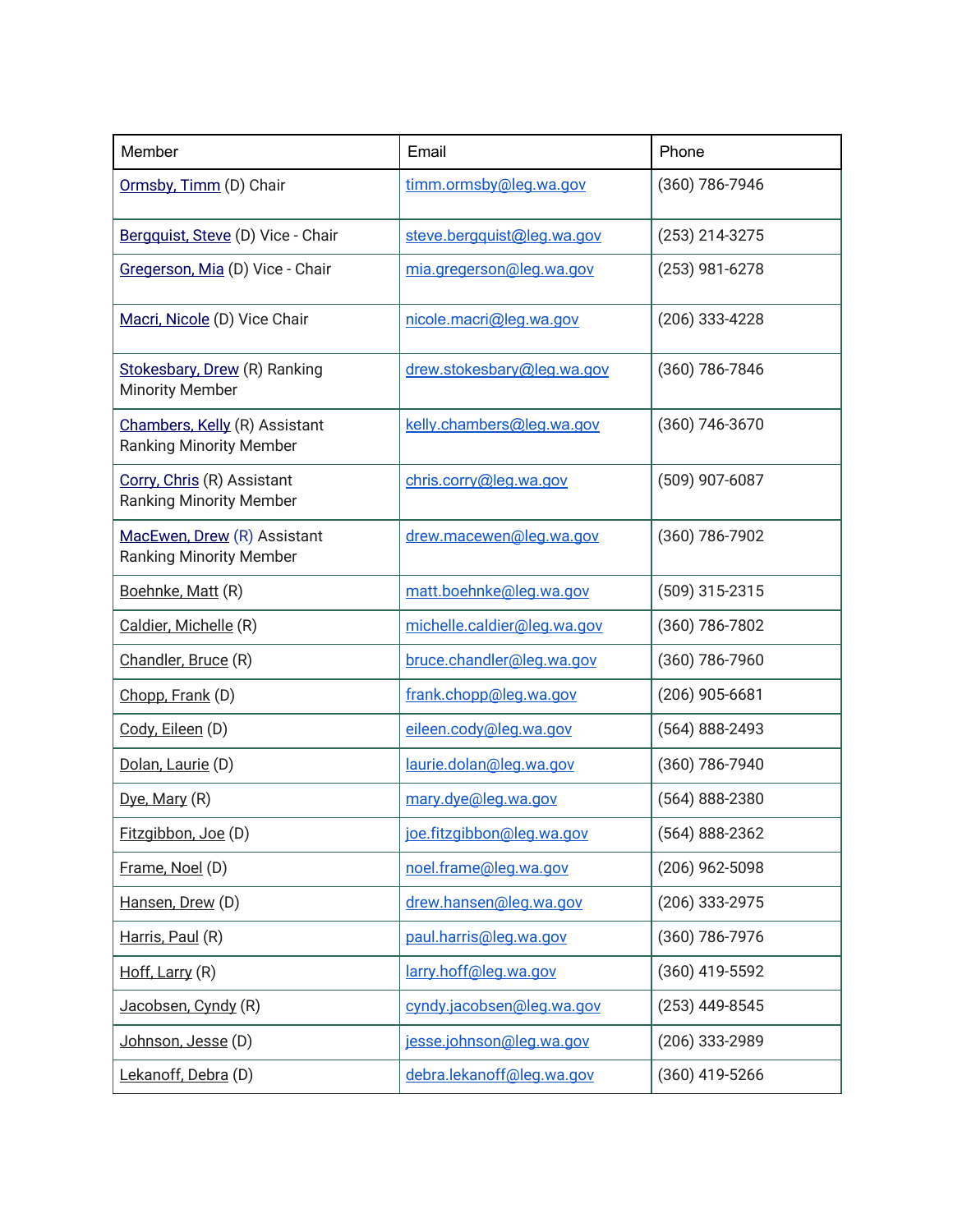| Member | Email | Phone |
| --- | --- | --- |
| Ormsby, Timm (D) Chair | timm.ormsby@leg.wa.gov | (360) 786-7946 |
| Bergquist, Steve (D) Vice - Chair | steve.bergquist@leg.wa.gov | (253) 214-3275 |
| Gregerson, Mia (D) Vice - Chair | mia.gregerson@leg.wa.gov | (253) 981-6278 |
| Macri, Nicole (D) Vice Chair | nicole.macri@leg.wa.gov | (206) 333-4228 |
| Stokesbary, Drew (R) Ranking Minority Member | drew.stokesbary@leg.wa.gov | (360) 786-7846 |
| Chambers, Kelly (R) Assistant Ranking Minority Member | kelly.chambers@leg.wa.gov | (360) 746-3670 |
| Corry, Chris (R) Assistant Ranking Minority Member | chris.corry@leg.wa.gov | (509) 907-6087 |
| MacEwen, Drew (R) Assistant Ranking Minority Member | drew.macewen@leg.wa.gov | (360) 786-7902 |
| Boehnke, Matt (R) | matt.boehnke@leg.wa.gov | (509) 315-2315 |
| Caldier, Michelle (R) | michelle.caldier@leg.wa.gov | (360) 786-7802 |
| Chandler, Bruce (R) | bruce.chandler@leg.wa.gov | (360) 786-7960 |
| Chopp, Frank (D) | frank.chopp@leg.wa.gov | (206) 905-6681 |
| Cody, Eileen (D) | eileen.cody@leg.wa.gov | (564) 888-2493 |
| Dolan, Laurie (D) | laurie.dolan@leg.wa.gov | (360) 786-7940 |
| Dye, Mary (R) | mary.dye@leg.wa.gov | (564) 888-2380 |
| Fitzgibbon, Joe (D) | joe.fitzgibbon@leg.wa.gov | (564) 888-2362 |
| Frame, Noel (D) | noel.frame@leg.wa.gov | (206) 962-5098 |
| Hansen, Drew (D) | drew.hansen@leg.wa.gov | (206) 333-2975 |
| Harris, Paul (R) | paul.harris@leg.wa.gov | (360) 786-7976 |
| Hoff, Larry (R) | larry.hoff@leg.wa.gov | (360) 419-5592 |
| Jacobsen, Cyndy (R) | cyndy.jacobsen@leg.wa.gov | (253) 449-8545 |
| Johnson, Jesse (D) | jesse.johnson@leg.wa.gov | (206) 333-2989 |
| Lekanoff, Debra (D) | debra.lekanoff@leg.wa.gov | (360) 419-5266 |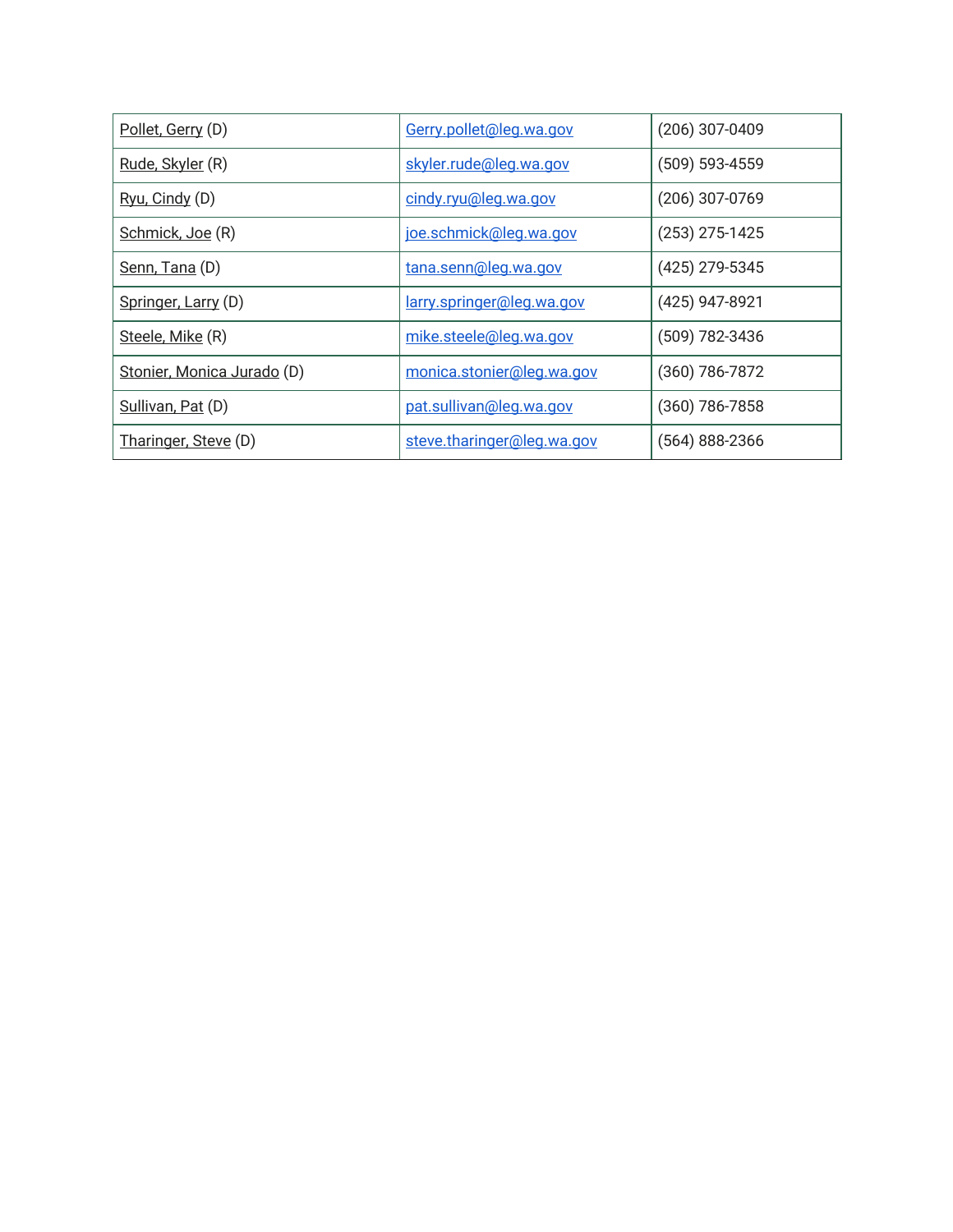| | | |
|---|---|---|
| Pollet, Gerry (D) | Gerry.pollet@leg.wa.gov | (206) 307-0409 |
| Rude, Skyler (R) | skyler.rude@leg.wa.gov | (509) 593-4559 |
| Ryu, Cindy (D) | cindy.ryu@leg.wa.gov | (206) 307-0769 |
| Schmick, Joe (R) | joe.schmick@leg.wa.gov | (253) 275-1425 |
| Senn, Tana (D) | tana.senn@leg.wa.gov | (425) 279-5345 |
| Springer, Larry (D) | larry.springer@leg.wa.gov | (425) 947-8921 |
| Steele, Mike (R) | mike.steele@leg.wa.gov | (509) 782-3436 |
| Stonier, Monica Jurado (D) | monica.stonier@leg.wa.gov | (360) 786-7872 |
| Sullivan, Pat (D) | pat.sullivan@leg.wa.gov | (360) 786-7858 |
| Tharinger, Steve (D) | steve.tharinger@leg.wa.gov | (564) 888-2366 |